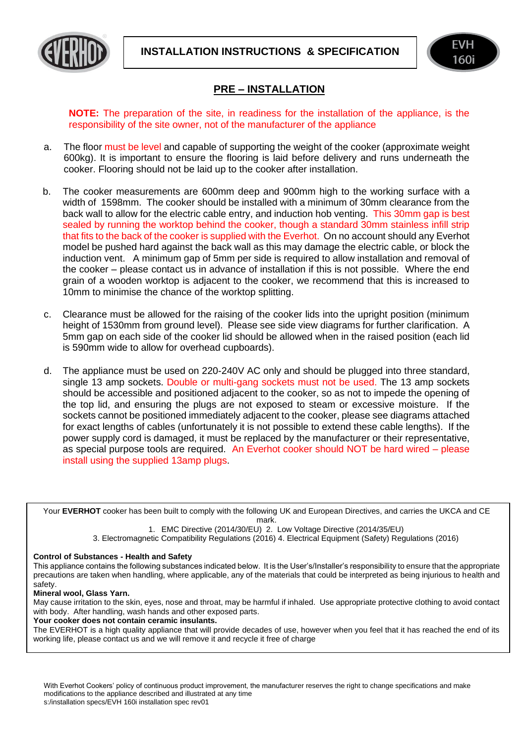# INSTALLATION INSTRUCTIONS & SPECIFICATION

EVH 160i

## PRE – INSTALLATION

**NOTE:** The preparation of the site, in readiness for the installation of the appliance, is the responsibility of the site owner, not of the manufacturer of the appliance

a. The floor must be level and capable of supporting the weight of the cooker (approximate weight 600kg). It is important to ensure the flooring is laid before delivery and runs underneath the cooker. Flooring should not be laid up to the cooker after installation.

b. The cooker measurements are 600mm deep and 900mm high to the working surface with a width of 1598mm. The cooker should be installed with a minimum of 30mm clearance from the back wall to allow for the electric cable entry, and induction hob venting. This 30mm gap is best sealed by running the worktop behind the cooker, though a standard 30mm stainless infill strip that fits to the back of the cooker is supplied with the Everhot. On no account should any Everhot model be pushed hard against the back wall as this may damage the electric cable, or block the induction vent. A minimum gap of 5mm per side is required to allow installation and removal of the cooker – please contact us in advance of installation if this is not possible. Where the end grain of a wooden worktop is adjacent to the cooker, we recommend that this is increased to 10mm to minimise the chance of the worktop splitting.

c. Clearance must be allowed for the raising of the cooker lids into the upright position (minimum height of 1530mm from ground level). Please see side view diagrams for further clarification. A 5mm gap on each side of the cooker lid should be allowed when in the raised position (each lid is 590mm wide to allow for overhead cupboards).

d. The appliance must be used on 220-240V AC only and should be plugged into three standard, single 13 amp sockets. Double or multi-gang sockets must not be used. The 13 amp sockets should be accessible and positioned adjacent to the cooker, so as not to impede the opening of the top lid, and ensuring the plugs are not exposed to steam or excessive moisture. If the sockets cannot be positioned immediately adjacent to the cooker, please see diagrams attached for exact lengths of cables (unfortunately it is not possible to extend these cable lengths). If the power supply cord is damaged, it must be replaced by the manufacturer or their representative, as special purpose tools are required. An Everhot cooker should NOT be hard wired – please install using the supplied 13amp plugs.

---

Your **EVERHOT** cooker has been built to comply with the following UK and European Directives, and carries the UKCA and CE mark.

1. EMC Directive (2014/30/EU) 2. Low Voltage Directive (2014/35/EU)
3. Electromagnetic Compatibility Regulations (2016) 4. Electrical Equipment (Safety) Regulations (2016)

**Control of Substances - Health and Safety**

This appliance contains the following substances indicated below. It is the User's/Installer's responsibility to ensure that the appropriate precautions are taken when handling, where applicable, any of the materials that could be interpreted as being injurious to health and safety.

**Mineral wool, Glass Yarn.**

May cause irritation to the skin, eyes, nose and throat, may be harmful if inhaled. Use appropriate protective clothing to avoid contact with body. After handling, wash hands and other exposed parts.

**Your cooker does not contain ceramic insulants.**

The EVERHOT is a high quality appliance that will provide decades of use, however when you feel that it has reached the end of its working life, please contact us and we will remove it and recycle it free of charge

---

With Everhot Cookers' policy of continuous product improvement, the manufacturer reserves the right to change specifications and make modifications to the appliance described and illustrated at any time

s:/installation specs/EVH 160i installation spec rev01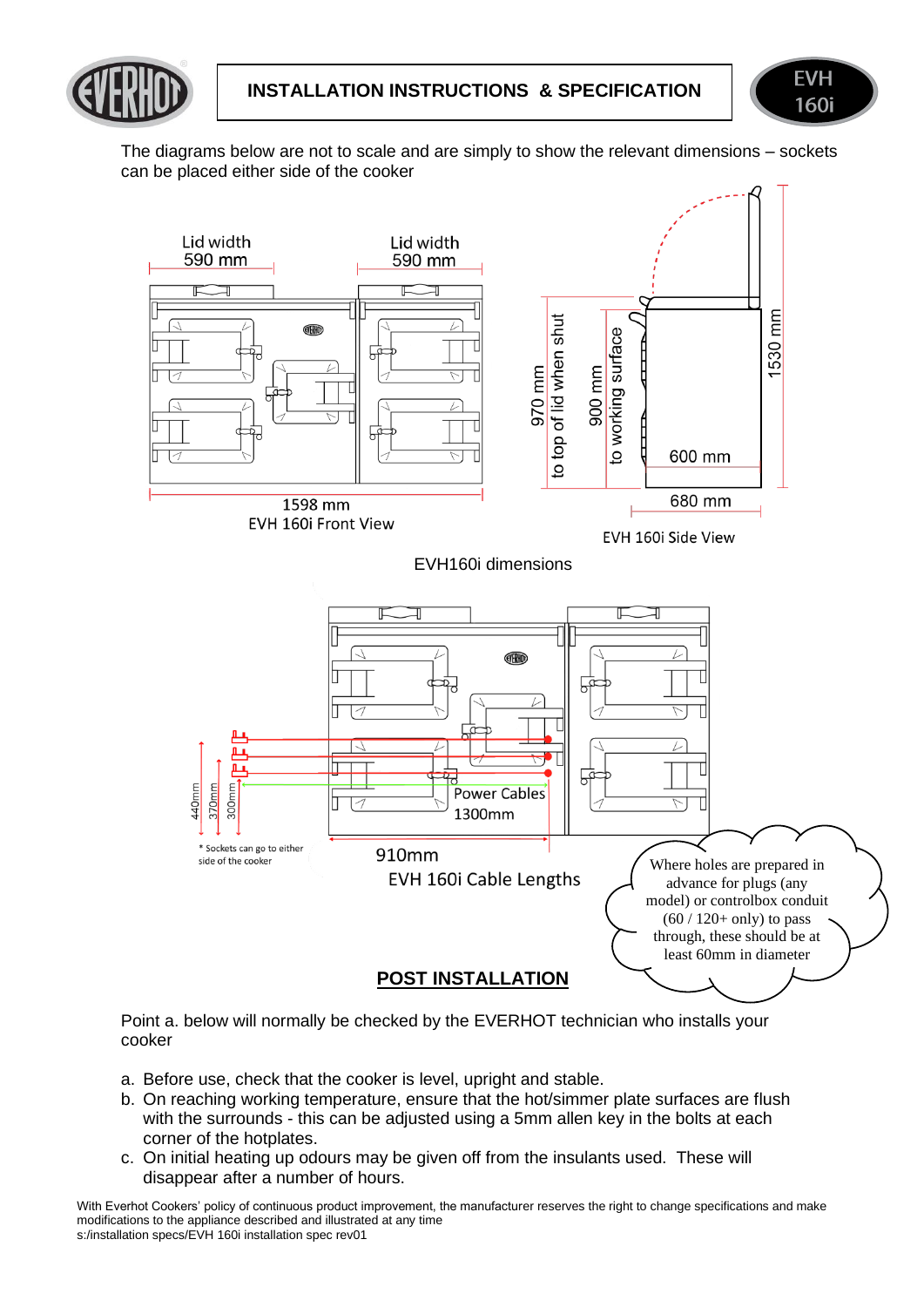# INSTALLATION INSTRUCTIONS & SPECIFICATION

EVH 160i

The diagrams below are not to scale and are simply to show the relevant dimensions – sockets can be placed either side of the cooker

Lid width
590 mm

Lid width
590 mm

1598 mm
EVH 160i Front View

970 mm
to top of lid when shut

900 mm
to working surface

600 mm

680 mm

1530 mm

EVH 160i Side View

EVH160i dimensions

440mm
370mm
300mm

Power Cables
1300mm

910mm

\* Sockets can go to either side of the cooker

EVH 160i Cable Lengths

Where holes are prepared in advance for plugs (any model) or controlbox conduit (60 / 120+ only) to pass through, these should be at least 60mm in diameter

## POST INSTALLATION

Point a. below will normally be checked by the EVERHOT technician who installs your cooker

a. Before use, check that the cooker is level, upright and stable.
b. On reaching working temperature, ensure that the hot/simmer plate surfaces are flush with the surrounds - this can be adjusted using a 5mm allen key in the bolts at each corner of the hotplates.
c. On initial heating up odours may be given off from the insulants used. These will disappear after a number of hours.

With Everhot Cookers' policy of continuous product improvement, the manufacturer reserves the right to change specifications and make modifications to the appliance described and illustrated at any time
s:/installation specs/EVH 160i installation spec rev01